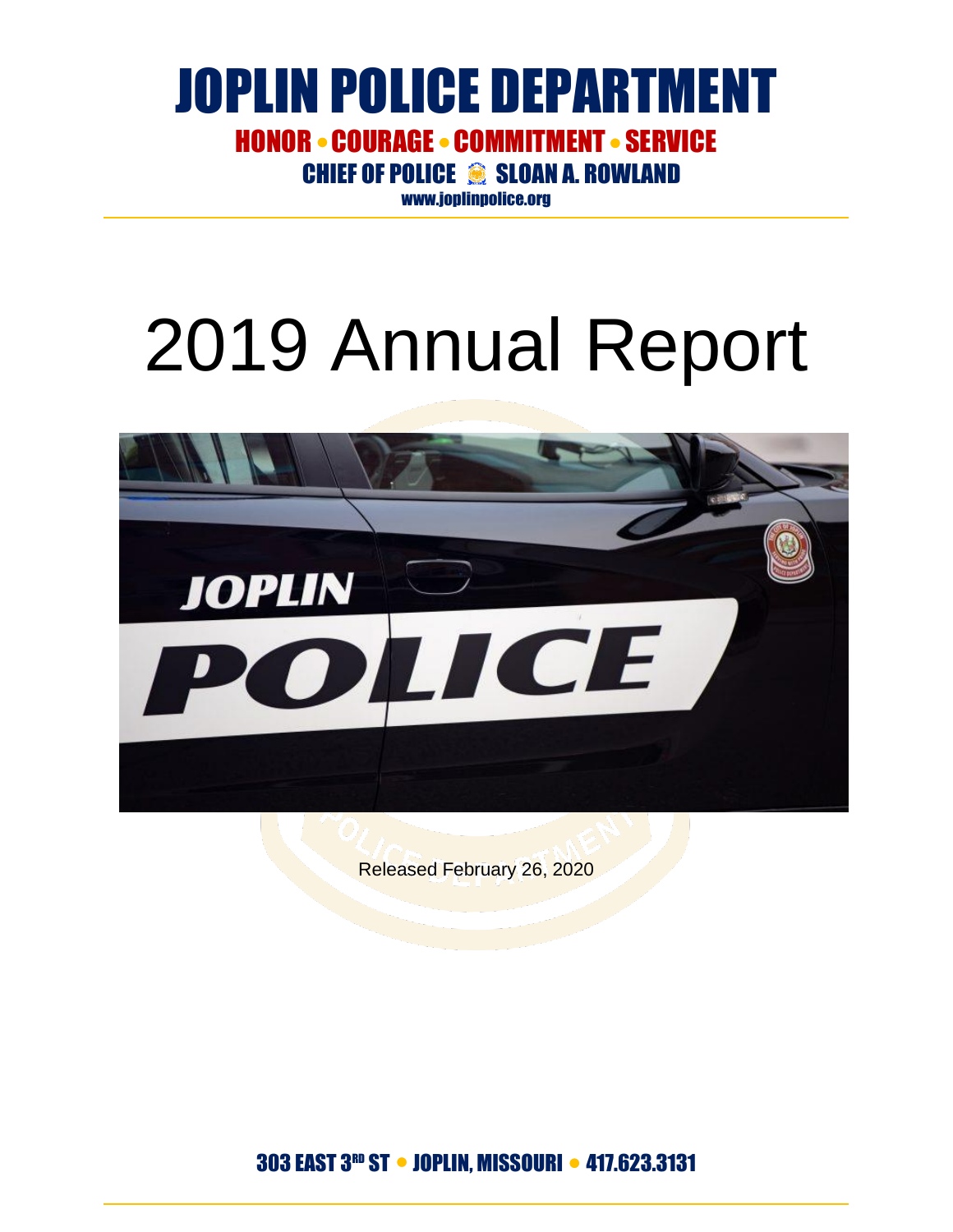# JOPLIN POLICE DEPARTMENT

**HONOR • COURAGE • COMMITMENT • SERVICE**

**CHIEF OF POLICE SLOAN A. ROWLAND**

www.joplinpolice.org

# 2019 Annual Report

Released February 26, 2020

303 EAST 3RD ST • JOPLIN, MISSOURI • 417.623.3131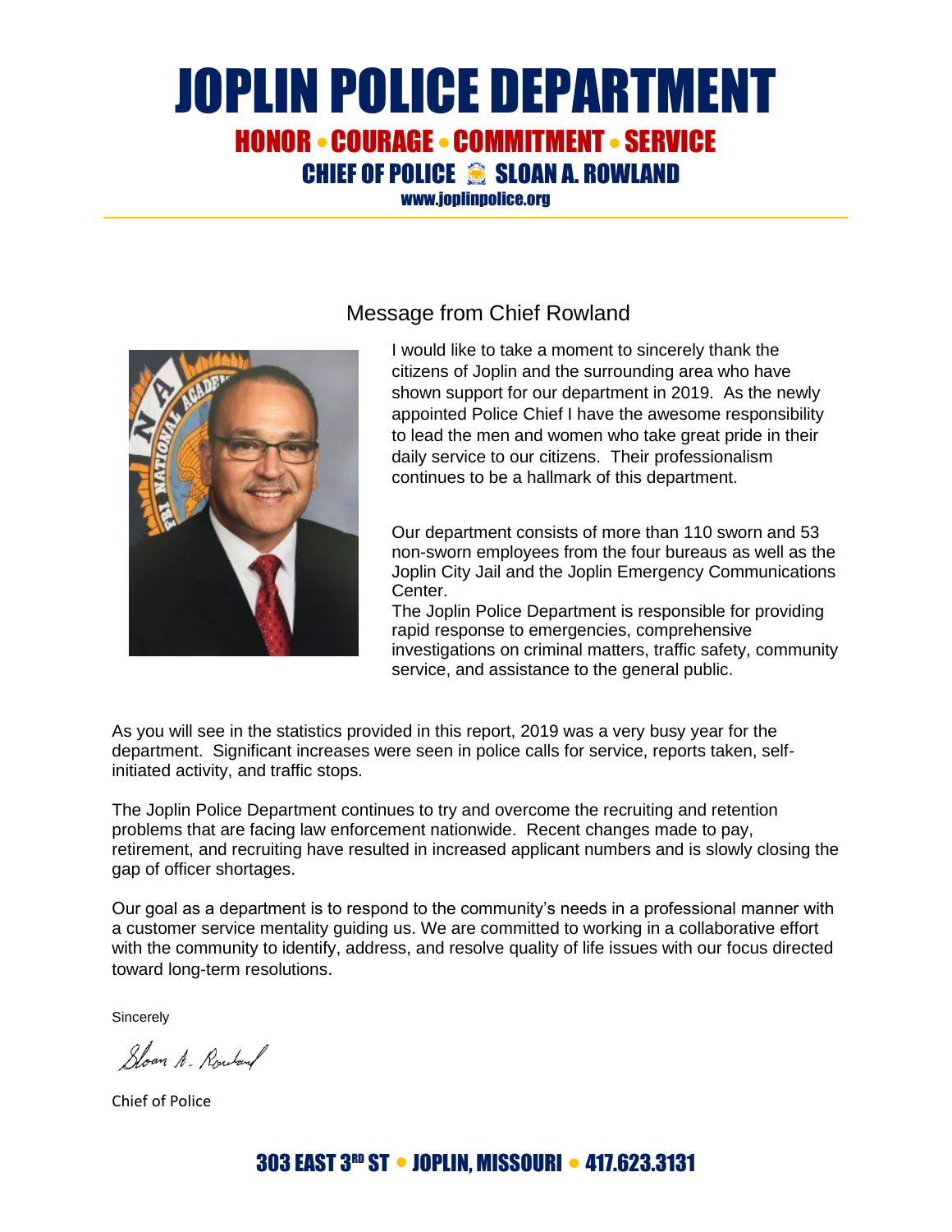# JOPLIN POLICE DEPARTMENT

**HONOR • COURAGE • COMMITMENT • SERVICE**

**CHIEF OF POLICE SLOAN A. ROWLAND**

www.joplinpolice.org

## Message from Chief Rowland

I would like to take a moment to sincerely thank the citizens of Joplin and the surrounding area who have shown support for our department in 2019. As the newly appointed Police Chief I have the awesome responsibility to lead the men and women who take great pride in their daily service to our citizens. Their professionalism continues to be a hallmark of this department.

Our department consists of more than 110 sworn and 53 non-sworn employees from the four bureaus as well as the Joplin City Jail and the Joplin Emergency Communications Center.

The Joplin Police Department is responsible for providing rapid response to emergencies, comprehensive investigations on criminal matters, traffic safety, community service, and assistance to the general public.

As you will see in the statistics provided in this report, 2019 was a very busy year for the department. Significant increases were seen in police calls for service, reports taken, self-initiated activity, and traffic stops.

The Joplin Police Department continues to try and overcome the recruiting and retention problems that are facing law enforcement nationwide. Recent changes made to pay, retirement, and recruiting have resulted in increased applicant numbers and is slowly closing the gap of officer shortages.

Our goal as a department is to respond to the community's needs in a professional manner with a customer service mentality guiding us. We are committed to working in a collaborative effort with the community to identify, address, and resolve quality of life issues with our focus directed toward long-term resolutions.

Sincerely

Sloan A. Rowland

Chief of Police

**303 EAST 3RD ST • JOPLIN, MISSOURI • 417.623.3131**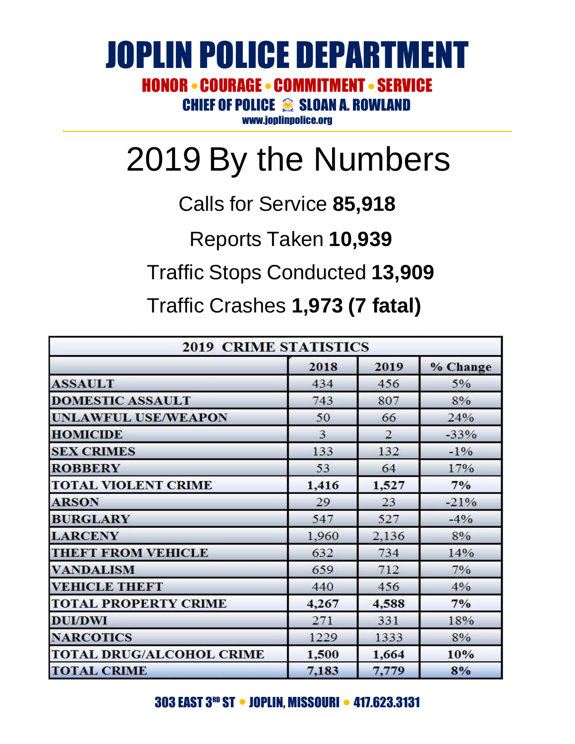# JOPLIN POLICE DEPARTMENT

**HONOR • COURAGE • COMMITMENT • SERVICE**

**CHIEF OF POLICE SLOAN A. ROWLAND**

www.joplinpolice.org

---

# 2019 By the Numbers

Calls for Service **85,918**

Reports Taken **10,939**

Traffic Stops Conducted **13,909**

Traffic Crashes **1,973 (7 fatal)**

| 2019 CRIME STATISTICS | | | |
|---|---|---|---|
| | 2018 | 2019 | % Change |
| ASSAULT | 434 | 456 | 5% |
| DOMESTIC ASSAULT | 743 | 807 | 8% |
| UNLAWFUL USE/WEAPON | 50 | 66 | 24% |
| HOMICIDE | 3 | 2 | -33% |
| SEX CRIMES | 133 | 132 | -1% |
| ROBBERY | 53 | 64 | 17% |
| **TOTAL VIOLENT CRIME** | **1,416** | **1,527** | **7%** |
| ARSON | 29 | 23 | -21% |
| BURGLARY | 547 | 527 | -4% |
| LARCENY | 1,960 | 2,136 | 8% |
| THEFT FROM VEHICLE | 632 | 734 | 14% |
| VANDALISM | 659 | 712 | 7% |
| VEHICLE THEFT | 440 | 456 | 4% |
| **TOTAL PROPERTY CRIME** | **4,267** | **4,588** | **7%** |
| DUI/DWI | 271 | 331 | 18% |
| NARCOTICS | 1229 | 1333 | 8% |
| **TOTAL DRUG/ALCOHOL CRIME** | **1,500** | **1,664** | **10%** |
| **TOTAL CRIME** | **7,183** | **7,779** | **8%** |

303 EAST 3RD ST • JOPLIN, MISSOURI • 417.623.3131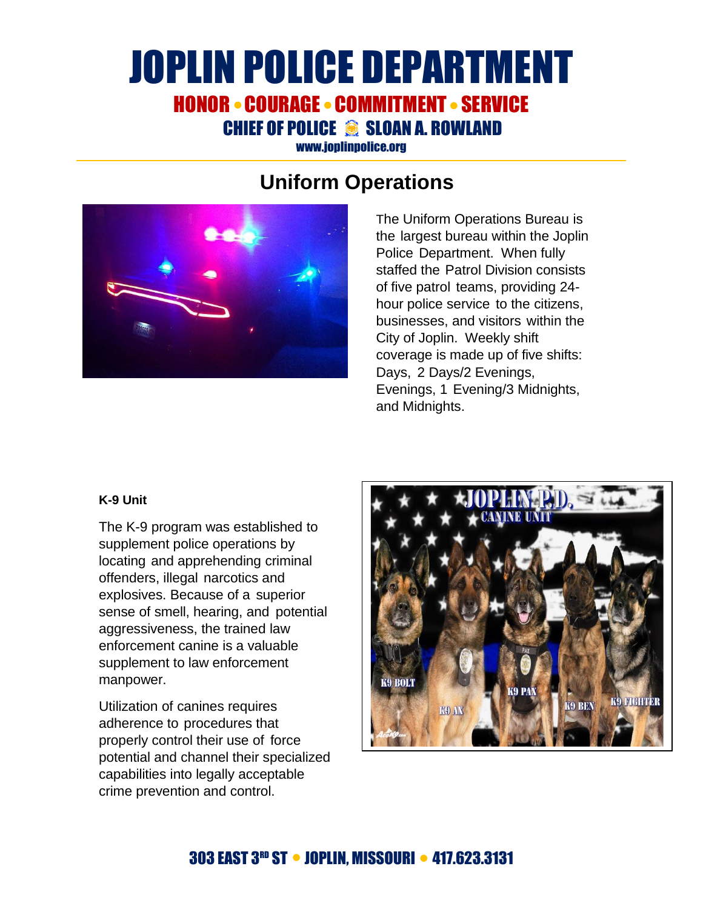# JOPLIN POLICE DEPARTMENT

HONOR • COURAGE • COMMITMENT • SERVICE

CHIEF OF POLICE SLOAN A. ROWLAND

www.joplinpolice.org

## Uniform Operations

The Uniform Operations Bureau is the largest bureau within the Joplin Police Department. When fully staffed the Patrol Division consists of five patrol teams, providing 24-hour police service to the citizens, businesses, and visitors within the City of Joplin. Weekly shift coverage is made up of five shifts: Days, 2 Days/2 Evenings, Evenings, 1 Evening/3 Midnights, and Midnights.

**K-9 Unit**

The K-9 program was established to supplement police operations by locating and apprehending criminal offenders, illegal narcotics and explosives. Because of a superior sense of smell, hearing, and potential aggressiveness, the trained law enforcement canine is a valuable supplement to law enforcement manpower.

Utilization of canines requires adherence to procedures that properly control their use of force potential and channel their specialized capabilities into legally acceptable crime prevention and control.

303 EAST 3RD ST • JOPLIN, MISSOURI • 417.623.3131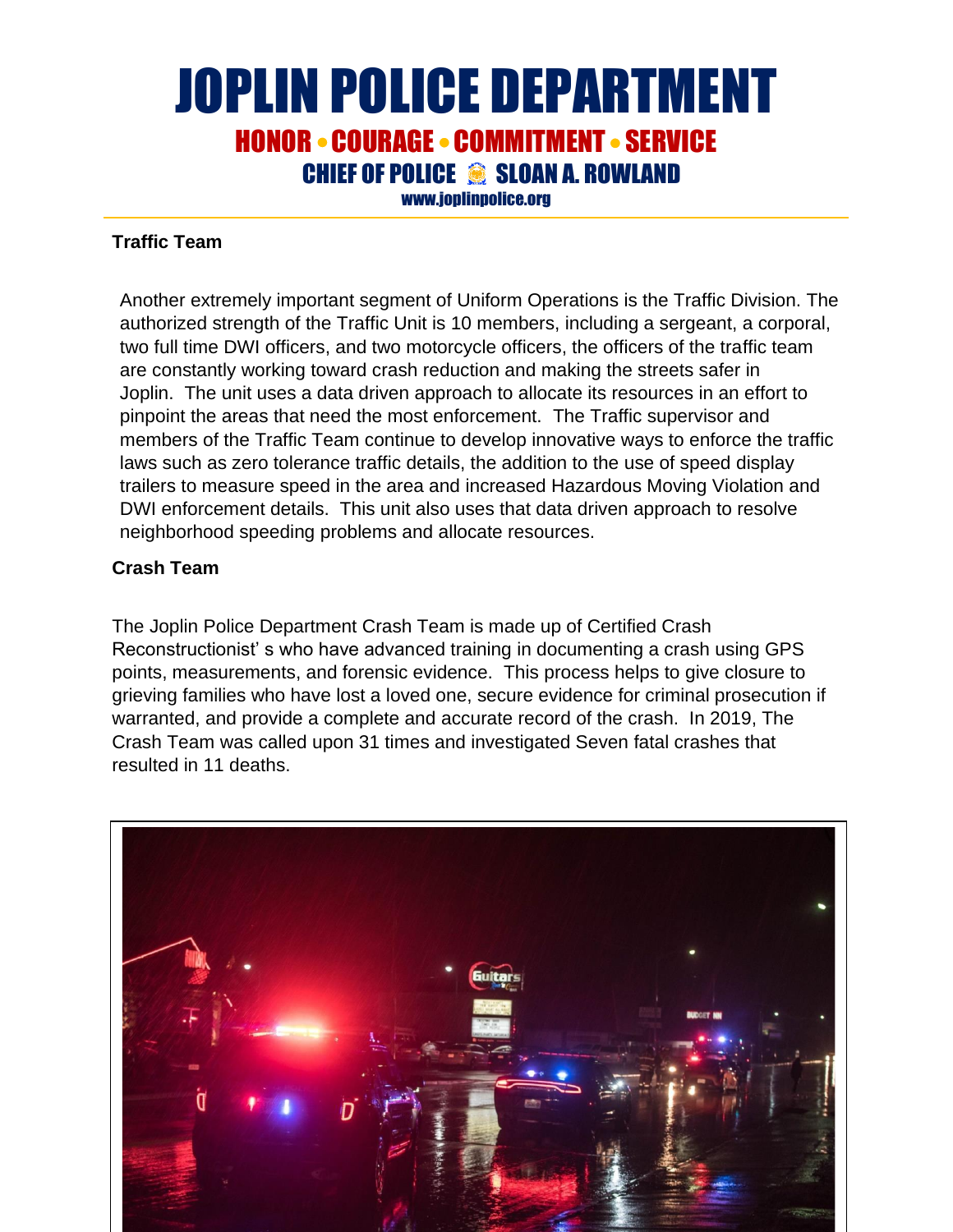# JOPLIN POLICE DEPARTMENT

## HONOR • COURAGE • COMMITMENT • SERVICE

### CHIEF OF POLICE SLOAN A. ROWLAND

www.joplinpolice.org

**Traffic Team**

Another extremely important segment of Uniform Operations is the Traffic Division. The authorized strength of the Traffic Unit is 10 members, including a sergeant, a corporal, two full time DWI officers, and two motorcycle officers, the officers of the traffic team are constantly working toward crash reduction and making the streets safer in Joplin. The unit uses a data driven approach to allocate its resources in an effort to pinpoint the areas that need the most enforcement. The Traffic supervisor and members of the Traffic Team continue to develop innovative ways to enforce the traffic laws such as zero tolerance traffic details, the addition to the use of speed display trailers to measure speed in the area and increased Hazardous Moving Violation and DWI enforcement details. This unit also uses that data driven approach to resolve neighborhood speeding problems and allocate resources.

**Crash Team**

The Joplin Police Department Crash Team is made up of Certified Crash Reconstructionist' s who have advanced training in documenting a crash using GPS points, measurements, and forensic evidence. This process helps to give closure to grieving families who have lost a loved one, secure evidence for criminal prosecution if warranted, and provide a complete and accurate record of the crash. In 2019, The Crash Team was called upon 31 times and investigated Seven fatal crashes that resulted in 11 deaths.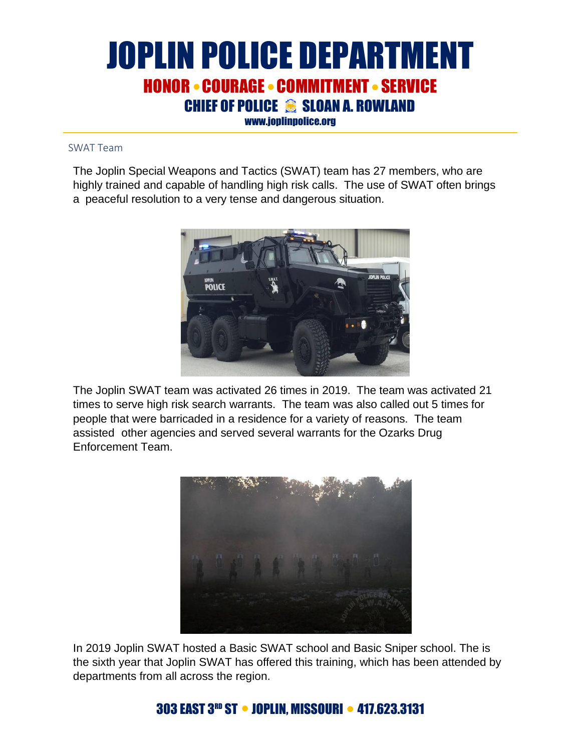## SWAT Team

The Joplin Special Weapons and Tactics (SWAT) team has 27 members, who are highly trained and capable of handling high risk calls. The use of SWAT often brings a peaceful resolution to a very tense and dangerous situation.

The Joplin SWAT team was activated 26 times in 2019. The team was activated 21 times to serve high risk search warrants. The team was also called out 5 times for people that were barricaded in a residence for a variety of reasons. The team assisted other agencies and served several warrants for the Ozarks Drug Enforcement Team.

In 2019 Joplin SWAT hosted a Basic SWAT school and Basic Sniper school. The is the sixth year that Joplin SWAT has offered this training, which has been attended by departments from all across the region.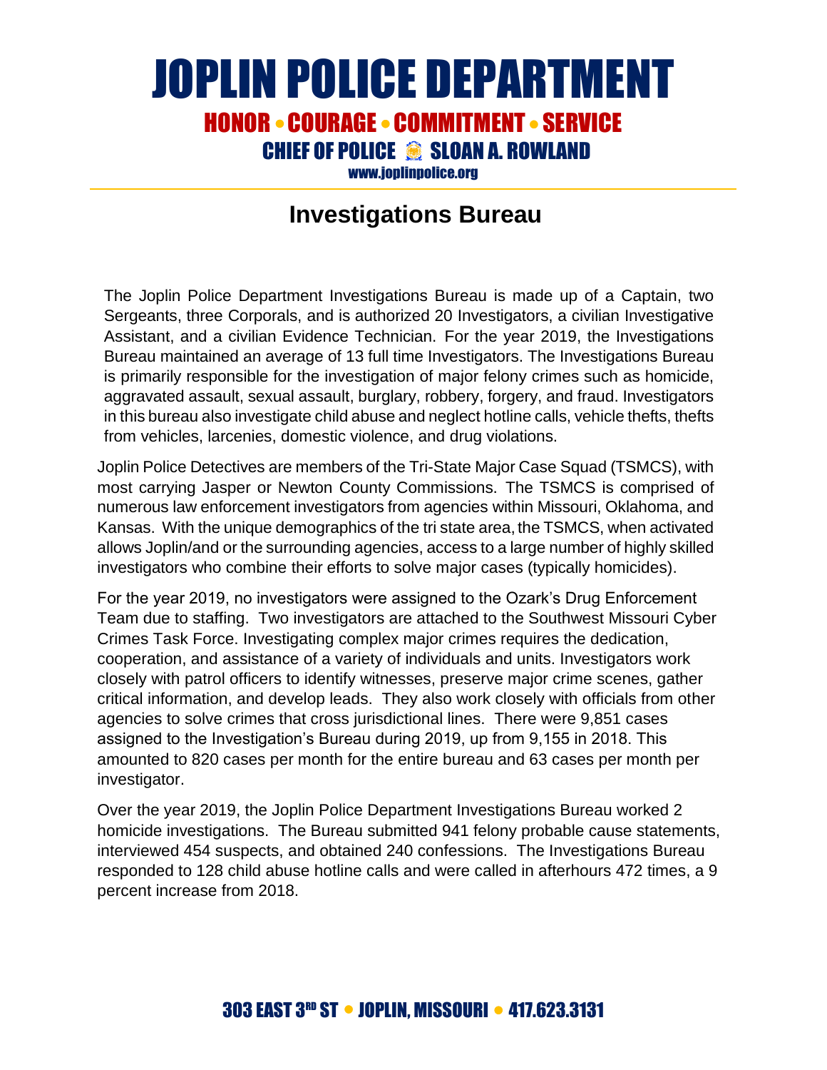# Investigations Bureau

The Joplin Police Department Investigations Bureau is made up of a Captain, two Sergeants, three Corporals, and is authorized 20 Investigators, a civilian Investigative Assistant, and a civilian Evidence Technician. For the year 2019, the Investigations Bureau maintained an average of 13 full time Investigators. The Investigations Bureau is primarily responsible for the investigation of major felony crimes such as homicide, aggravated assault, sexual assault, burglary, robbery, forgery, and fraud. Investigators in this bureau also investigate child abuse and neglect hotline calls, vehicle thefts, thefts from vehicles, larcenies, domestic violence, and drug violations.

Joplin Police Detectives are members of the Tri-State Major Case Squad (TSMCS), with most carrying Jasper or Newton County Commissions. The TSMCS is comprised of numerous law enforcement investigators from agencies within Missouri, Oklahoma, and Kansas. With the unique demographics of the tri state area, the TSMCS, when activated allows Joplin/and or the surrounding agencies, access to a large number of highly skilled investigators who combine their efforts to solve major cases (typically homicides).

For the year 2019, no investigators were assigned to the Ozark's Drug Enforcement Team due to staffing. Two investigators are attached to the Southwest Missouri Cyber Crimes Task Force. Investigating complex major crimes requires the dedication, cooperation, and assistance of a variety of individuals and units. Investigators work closely with patrol officers to identify witnesses, preserve major crime scenes, gather critical information, and develop leads. They also work closely with officials from other agencies to solve crimes that cross jurisdictional lines. There were 9,851 cases assigned to the Investigation's Bureau during 2019, up from 9,155 in 2018. This amounted to 820 cases per month for the entire bureau and 63 cases per month per investigator.

Over the year 2019, the Joplin Police Department Investigations Bureau worked 2 homicide investigations. The Bureau submitted 941 felony probable cause statements, interviewed 454 suspects, and obtained 240 confessions. The Investigations Bureau responded to 128 child abuse hotline calls and were called in afterhours 472 times, a 9 percent increase from 2018.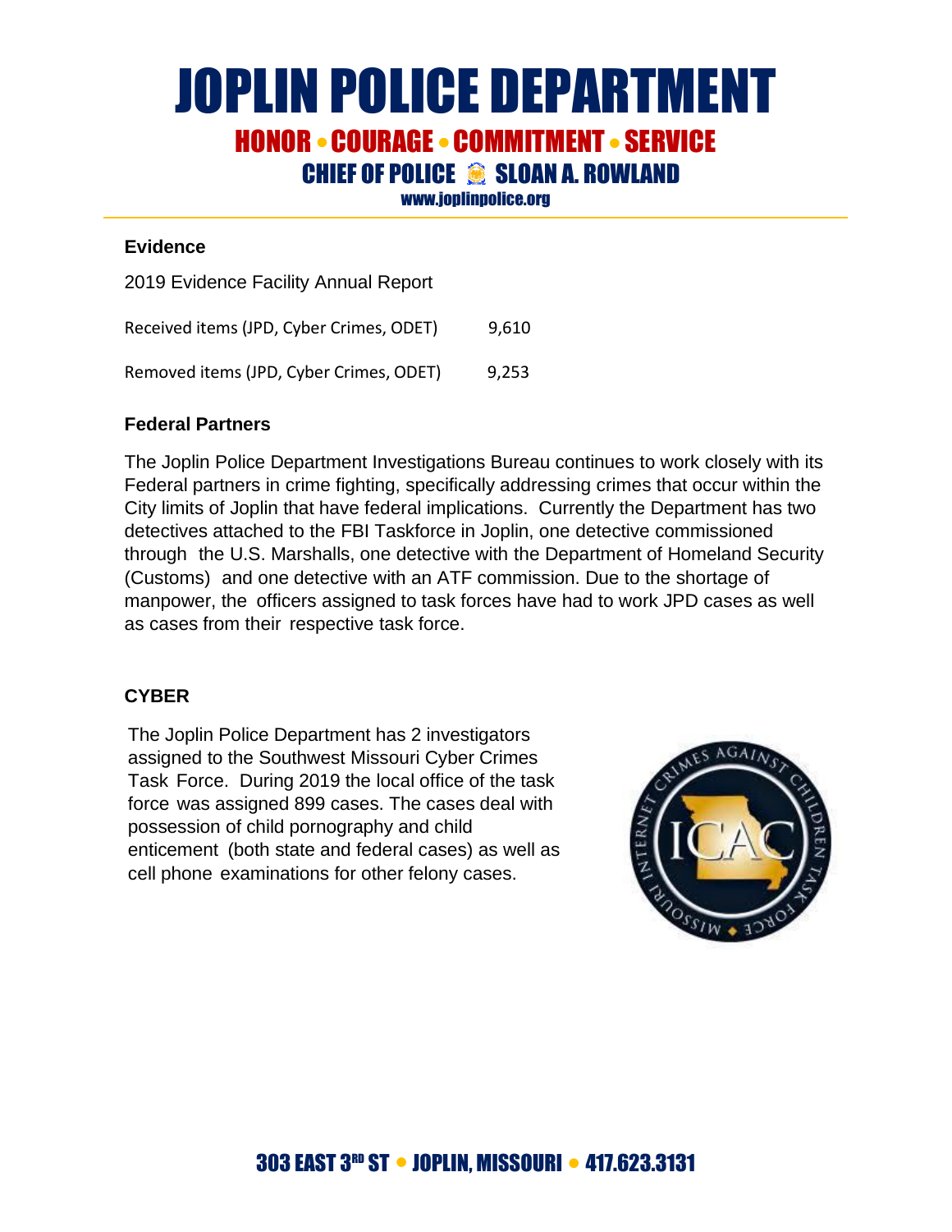## Evidence

2019 Evidence Facility Annual Report

| | |
|---|---|
| Received items (JPD, Cyber Crimes, ODET) | 9,610 |
| Removed items (JPD, Cyber Crimes, ODET) | 9,253 |

## Federal Partners

The Joplin Police Department Investigations Bureau continues to work closely with its Federal partners in crime fighting, specifically addressing crimes that occur within the City limits of Joplin that have federal implications. Currently the Department has two detectives attached to the FBI Taskforce in Joplin, one detective commissioned through the U.S. Marshalls, one detective with the Department of Homeland Security (Customs) and one detective with an ATF commission. Due to the shortage of manpower, the officers assigned to task forces have had to work JPD cases as well as cases from their respective task force.

## CYBER

The Joplin Police Department has 2 investigators assigned to the Southwest Missouri Cyber Crimes Task Force. During 2019 the local office of the task force was assigned 899 cases. The cases deal with possession of child pornography and child enticement (both state and federal cases) as well as cell phone examinations for other felony cases.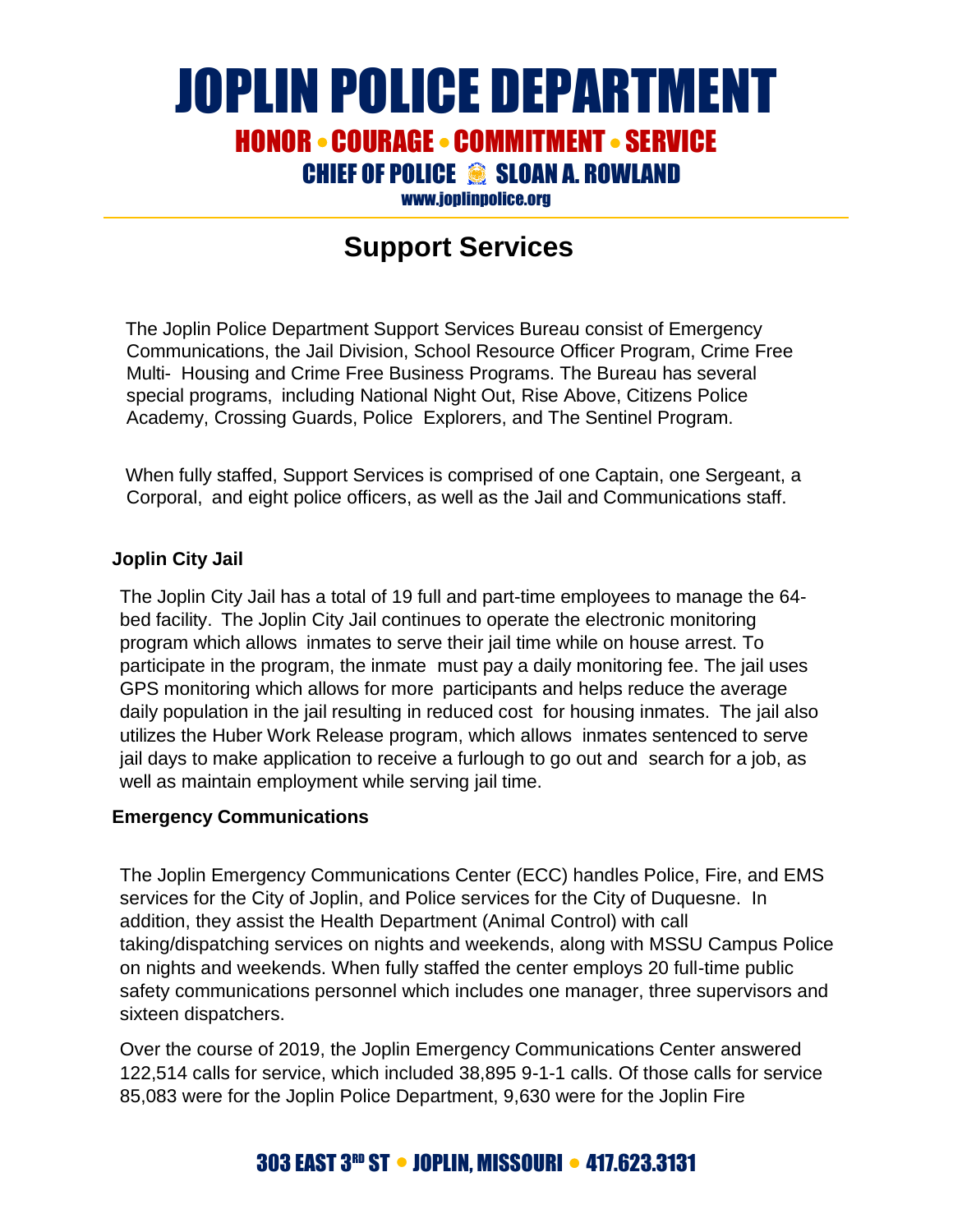# Support Services

The Joplin Police Department Support Services Bureau consist of Emergency Communications, the Jail Division, School Resource Officer Program, Crime Free Multi- Housing and Crime Free Business Programs. The Bureau has several special programs, including National Night Out, Rise Above, Citizens Police Academy, Crossing Guards, Police Explorers, and The Sentinel Program.

When fully staffed, Support Services is comprised of one Captain, one Sergeant, a Corporal, and eight police officers, as well as the Jail and Communications staff.

### Joplin City Jail

The Joplin City Jail has a total of 19 full and part-time employees to manage the 64-bed facility. The Joplin City Jail continues to operate the electronic monitoring program which allows inmates to serve their jail time while on house arrest. To participate in the program, the inmate must pay a daily monitoring fee. The jail uses GPS monitoring which allows for more participants and helps reduce the average daily population in the jail resulting in reduced cost for housing inmates. The jail also utilizes the Huber Work Release program, which allows inmates sentenced to serve jail days to make application to receive a furlough to go out and search for a job, as well as maintain employment while serving jail time.

### Emergency Communications

The Joplin Emergency Communications Center (ECC) handles Police, Fire, and EMS services for the City of Joplin, and Police services for the City of Duquesne. In addition, they assist the Health Department (Animal Control) with call taking/dispatching services on nights and weekends, along with MSSU Campus Police on nights and weekends. When fully staffed the center employs 20 full-time public safety communications personnel which includes one manager, three supervisors and sixteen dispatchers.

Over the course of 2019, the Joplin Emergency Communications Center answered 122,514 calls for service, which included 38,895 9-1-1 calls. Of those calls for service 85,083 were for the Joplin Police Department, 9,630 were for the Joplin Fire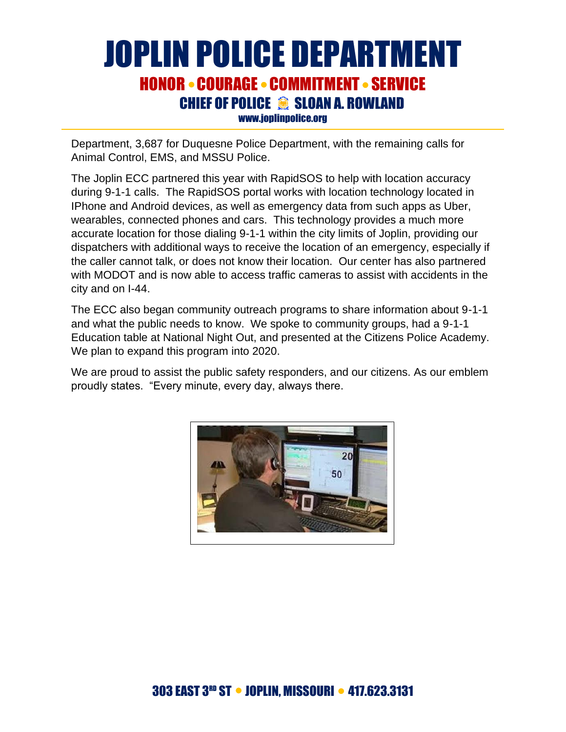Department, 3,687 for Duquesne Police Department, with the remaining calls for Animal Control, EMS, and MSSU Police.

The Joplin ECC partnered this year with RapidSOS to help with location accuracy during 9-1-1 calls. The RapidSOS portal works with location technology located in IPhone and Android devices, as well as emergency data from such apps as Uber, wearables, connected phones and cars. This technology provides a much more accurate location for those dialing 9-1-1 within the city limits of Joplin, providing our dispatchers with additional ways to receive the location of an emergency, especially if the caller cannot talk, or does not know their location. Our center has also partnered with MODOT and is now able to access traffic cameras to assist with accidents in the city and on I-44.

The ECC also began community outreach programs to share information about 9-1-1 and what the public needs to know. We spoke to community groups, had a 9-1-1 Education table at National Night Out, and presented at the Citizens Police Academy. We plan to expand this program into 2020.

We are proud to assist the public safety responders, and our citizens. As our emblem proudly states. “Every minute, every day, always there.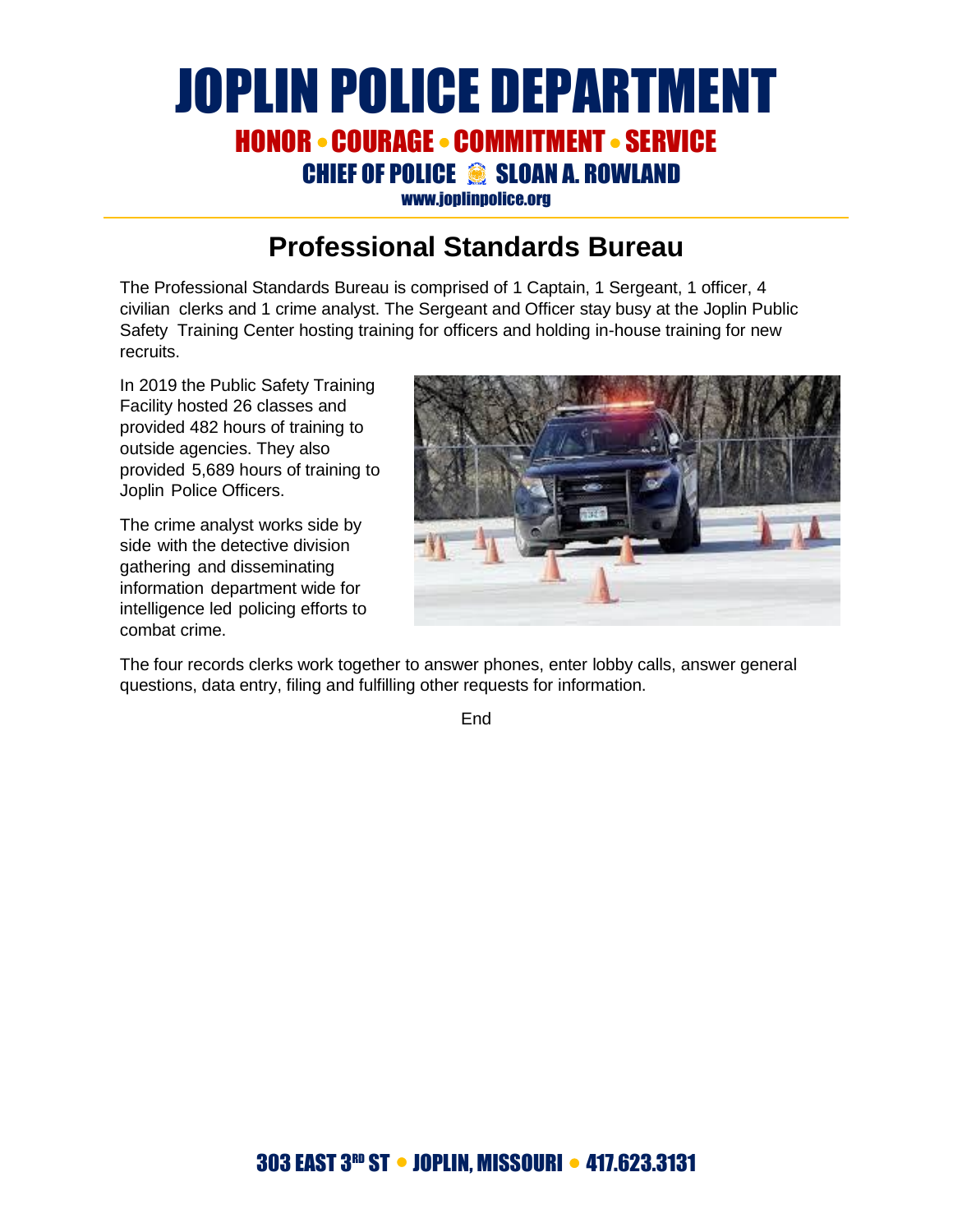# JOPLIN POLICE DEPARTMENT

HONOR • COURAGE • COMMITMENT • SERVICE

CHIEF OF POLICE SLOAN A. ROWLAND

www.joplinpolice.org

## Professional Standards Bureau

The Professional Standards Bureau is comprised of 1 Captain, 1 Sergeant, 1 officer, 4 civilian clerks and 1 crime analyst. The Sergeant and Officer stay busy at the Joplin Public Safety Training Center hosting training for officers and holding in-house training for new recruits.

In 2019 the Public Safety Training Facility hosted 26 classes and provided 482 hours of training to outside agencies. They also provided 5,689 hours of training to Joplin Police Officers.

The crime analyst works side by side with the detective division gathering and disseminating information department wide for intelligence led policing efforts to combat crime.

The four records clerks work together to answer phones, enter lobby calls, answer general questions, data entry, filing and fulfilling other requests for information.

End

303 EAST 3RD ST • JOPLIN, MISSOURI • 417.623.3131